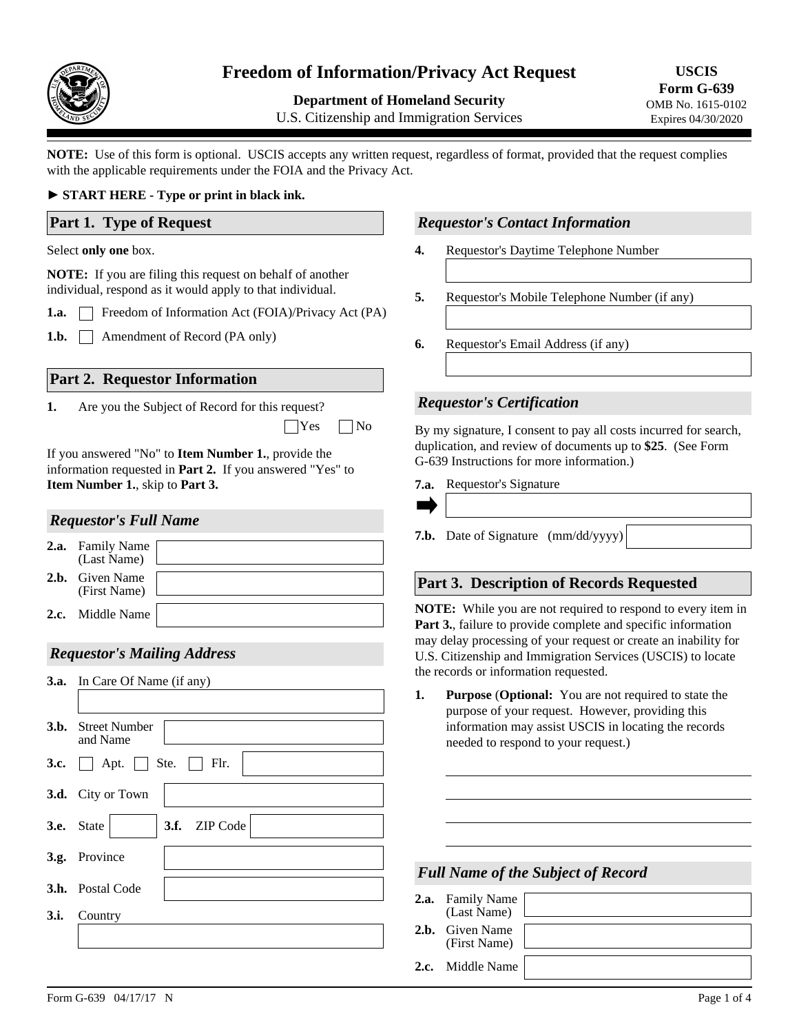# Freedom of Information/Privacy Act Request

**Department of Homeland Security**
U.S. Citizenship and Immigration Services

**USCIS Form G-639**
OMB No. 1615-0102
Expires 04/30/2020

**NOTE:** Use of this form is optional. USCIS accepts any written request, regardless of format, provided that the request complies with the applicable requirements under the FOIA and the Privacy Act.

► **START HERE - Type or print in black ink.**

## Part 1. Type of Request

Select **only one** box.

**NOTE:** If you are filing this request on behalf of another individual, respond as it would apply to that individual.

**1.a.** ☐ Freedom of Information Act (FOIA)/Privacy Act (PA)

**1.b.** ☐ Amendment of Record (PA only)

## Part 2. Requestor Information

**1.** Are you the Subject of Record for this request? ☐ Yes ☐ No

If you answered "No" to **Item Number 1.**, provide the information requested in **Part 2.** If you answered "Yes" to **Item Number 1.**, skip to **Part 3.**

### *Requestor's Full Name*

**2.a.** Family Name (Last Name)

**2.b.** Given Name (First Name)

**2.c.** Middle Name

### *Requestor's Mailing Address*

**3.a.** In Care Of Name (if any)

**3.b.** Street Number and Name

**3.c.** ☐ Apt. ☐ Ste. ☐ Flr.

**3.d.** City or Town

**3.e.** State **3.f.** ZIP Code

**3.g.** Province

**3.h.** Postal Code

**3.i.** Country

### *Requestor's Contact Information*

**4.** Requestor's Daytime Telephone Number

**5.** Requestor's Mobile Telephone Number (if any)

**6.** Requestor's Email Address (if any)

### *Requestor's Certification*

By my signature, I consent to pay all costs incurred for search, duplication, and review of documents up to **$25**. (See Form G-639 Instructions for more information.)

**7.a.** Requestor's Signature

**7.b.** Date of Signature (mm/dd/yyyy)

## Part 3. Description of Records Requested

**NOTE:** While you are not required to respond to every item in **Part 3.**, failure to provide complete and specific information may delay processing of your request or create an inability for U.S. Citizenship and Immigration Services (USCIS) to locate the records or information requested.

**1.** **Purpose** (**Optional:** You are not required to state the purpose of your request. However, providing this information may assist USCIS in locating the records needed to respond to your request.)

### *Full Name of the Subject of Record*

**2.a.** Family Name (Last Name)

**2.b.** Given Name (First Name)

**2.c.** Middle Name

Form G-639 04/17/17 N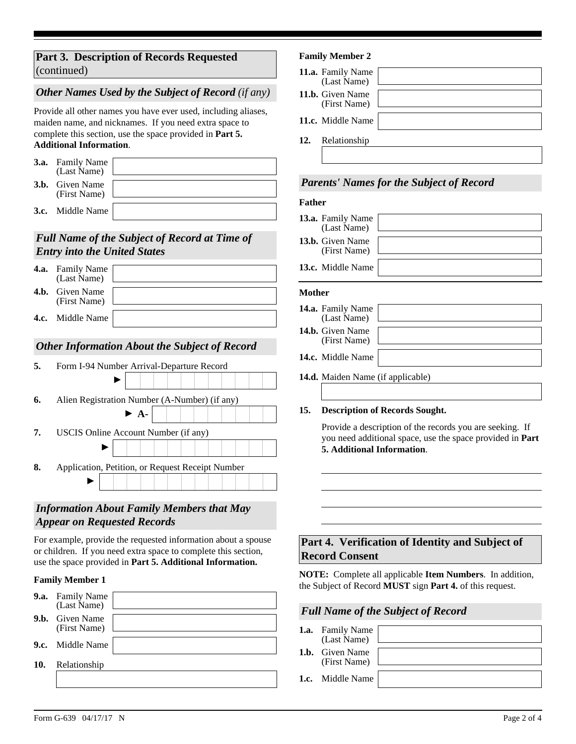## Part 3. Description of Records Requested (continued)

### *Other Names Used by the Subject of Record (if any)*

Provide all other names you have ever used, including aliases, maiden name, and nicknames. If you need extra space to complete this section, use the space provided in **Part 5. Additional Information**.

**3.a.** Family Name (Last Name)

**3.b.** Given Name (First Name)

**3.c.** Middle Name

### *Full Name of the Subject of Record at Time of Entry into the United States*

**4.a.** Family Name (Last Name)

**4.b.** Given Name (First Name)

**4.c.** Middle Name

### *Other Information About the Subject of Record*

**5.** Form I-94 Number Arrival-Departure Record

►

**6.** Alien Registration Number (A-Number) (if any)

► A-

**7.** USCIS Online Account Number (if any)

►

**8.** Application, Petition, or Request Receipt Number

►

### *Information About Family Members that May Appear on Requested Records*

For example, provide the requested information about a spouse or children. If you need extra space to complete this section, use the space provided in **Part 5. Additional Information.**

**Family Member 1**

**9.a.** Family Name (Last Name)

**9.b.** Given Name (First Name)

**9.c.** Middle Name

**10.** Relationship

**Family Member 2**

**11.a.** Family Name (Last Name)

**11.b.** Given Name (First Name)

**11.c.** Middle Name

**12.** Relationship

### *Parents' Names for the Subject of Record*

**Father**

**13.a.** Family Name (Last Name)

**13.b.** Given Name (First Name)

**13.c.** Middle Name

**Mother**

**14.a.** Family Name (Last Name)

**14.b.** Given Name (First Name)

**14.c.** Middle Name

**14.d.** Maiden Name (if applicable)

**15. Description of Records Sought.**

Provide a description of the records you are seeking. If you need additional space, use the space provided in **Part 5. Additional Information**.

## Part 4. Verification of Identity and Subject of Record Consent

**NOTE:** Complete all applicable **Item Numbers**. In addition, the Subject of Record **MUST** sign **Part 4.** of this request.

### *Full Name of the Subject of Record*

**1.a.** Family Name (Last Name)

**1.b.** Given Name (First Name)

**1.c.** Middle Name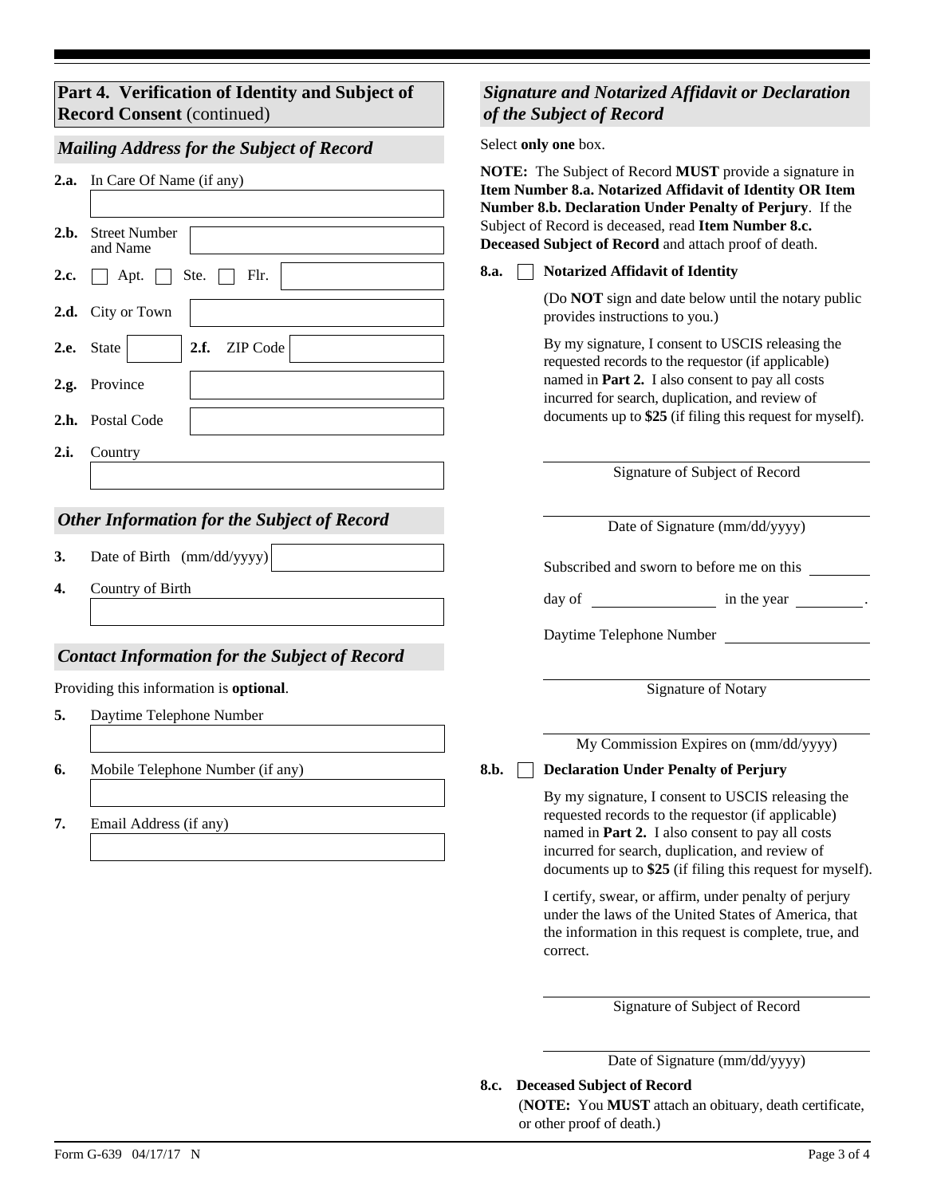## Part 4. Verification of Identity and Subject of Record Consent (continued)

### *Mailing Address for the Subject of Record*

**2.a.** In Care Of Name (if any)

**2.b.** Street Number and Name

**2.c.** ☐ Apt. ☐ Ste. ☐ Flr.

**2.d.** City or Town

**2.e.** State **2.f.** ZIP Code

**2.g.** Province

**2.h.** Postal Code

**2.i.** Country

### *Other Information for the Subject of Record*

**3.** Date of Birth (mm/dd/yyyy)

**4.** Country of Birth

### *Contact Information for the Subject of Record*

Providing this information is **optional**.

**5.** Daytime Telephone Number

**6.** Mobile Telephone Number (if any)

**7.** Email Address (if any)

### *Signature and Notarized Affidavit or Declaration of the Subject of Record*

Select **only one** box.

**NOTE:** The Subject of Record **MUST** provide a signature in **Item Number 8.a. Notarized Affidavit of Identity OR Item Number 8.b. Declaration Under Penalty of Perjury**. If the Subject of Record is deceased, read **Item Number 8.c. Deceased Subject of Record** and attach proof of death.

**8.a.** ☐ **Notarized Affidavit of Identity**

(Do **NOT** sign and date below until the notary public provides instructions to you.)

By my signature, I consent to USCIS releasing the requested records to the requestor (if applicable) named in **Part 2.** I also consent to pay all costs incurred for search, duplication, and review of documents up to **$25** (if filing this request for myself).

Signature of Subject of Record

Date of Signature (mm/dd/yyyy)

Subscribed and sworn to before me on this ________ day of ________________ in the year ________.

Daytime Telephone Number ________________

Signature of Notary

My Commission Expires on (mm/dd/yyyy)

**8.b.** ☐ **Declaration Under Penalty of Perjury**

By my signature, I consent to USCIS releasing the requested records to the requestor (if applicable) named in **Part 2.** I also consent to pay all costs incurred for search, duplication, and review of documents up to **$25** (if filing this request for myself).

I certify, swear, or affirm, under penalty of perjury under the laws of the United States of America, that the information in this request is complete, true, and correct.

Signature of Subject of Record

Date of Signature (mm/dd/yyyy)

**8.c. Deceased Subject of Record**
(**NOTE:** You **MUST** attach an obituary, death certificate, or other proof of death.)

Form G-639 04/17/17 N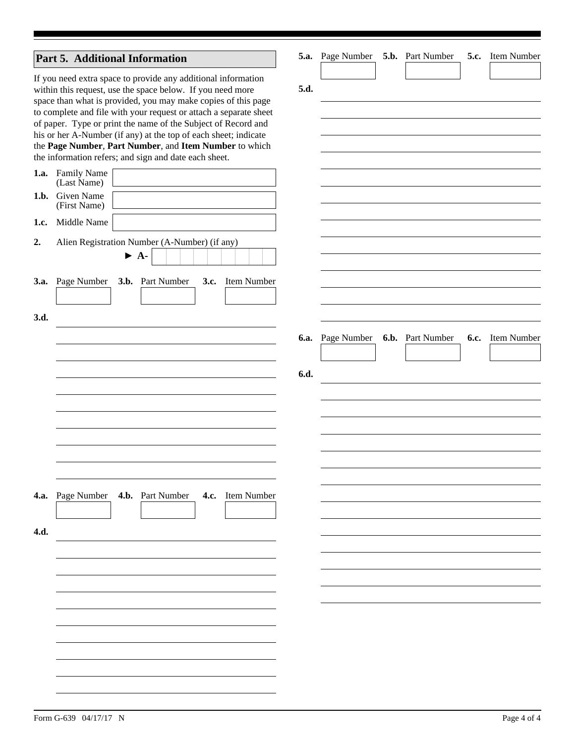## Part 5. Additional Information

If you need extra space to provide any additional information within this request, use the space below. If you need more space than what is provided, you may make copies of this page to complete and file with your request or attach a separate sheet of paper. Type or print the name of the Subject of Record and his or her A-Number (if any) at the top of each sheet; indicate the **Page Number**, **Part Number**, and **Item Number** to which the information refers; and sign and date each sheet.

**1.a.** Family Name (Last Name)

**1.b.** Given Name (First Name)

**1.c.** Middle Name

**2.** Alien Registration Number (A-Number) (if any)

► A-

**3.a.** Page Number **3.b.** Part Number **3.c.** Item Number

**3.d.**

**4.a.** Page Number **4.b.** Part Number **4.c.** Item Number

**4.d.**

**5.a.** Page Number **5.b.** Part Number **5.c.** Item Number

**5.d.**

**6.a.** Page Number **6.b.** Part Number **6.c.** Item Number

**6.d.**

Form G-639 04/17/17 N